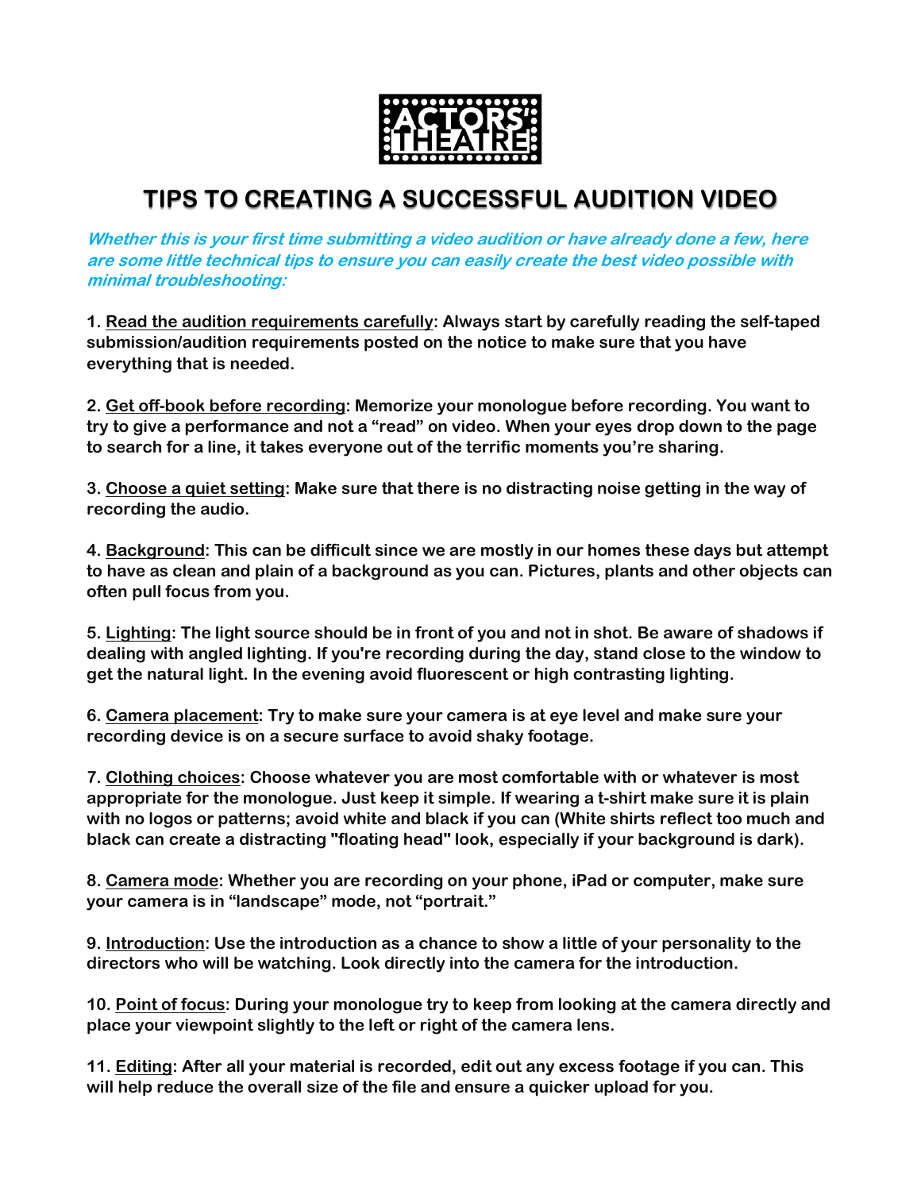ACTORS' THEATRE

# TIPS TO CREATING A SUCCESSFUL AUDITION VIDEO

***Whether this is your first time submitting a video audition or have already done a few, here are some little technical tips to ensure you can easily create the best video possible with minimal troubleshooting:***

**1. Read the audition requirements carefully: Always start by carefully reading the self-taped submission/audition requirements posted on the notice to make sure that you have everything that is needed.**

**2. Get off-book before recording: Memorize your monologue before recording. You want to try to give a performance and not a "read" on video. When your eyes drop down to the page to search for a line, it takes everyone out of the terrific moments you're sharing.**

**3. Choose a quiet setting: Make sure that there is no distracting noise getting in the way of recording the audio.**

**4. Background: This can be difficult since we are mostly in our homes these days but attempt to have as clean and plain of a background as you can. Pictures, plants and other objects can often pull focus from you.**

**5. Lighting: The light source should be in front of you and not in shot. Be aware of shadows if dealing with angled lighting. If you're recording during the day, stand close to the window to get the natural light. In the evening avoid fluorescent or high contrasting lighting.**

**6. Camera placement: Try to make sure your camera is at eye level and make sure your recording device is on a secure surface to avoid shaky footage.**

**7. Clothing choices: Choose whatever you are most comfortable with or whatever is most appropriate for the monologue. Just keep it simple. If wearing a t-shirt make sure it is plain with no logos or patterns; avoid white and black if you can (White shirts reflect too much and black can create a distracting "floating head" look, especially if your background is dark).**

**8. Camera mode: Whether you are recording on your phone, iPad or computer, make sure your camera is in "landscape" mode, not "portrait."**

**9. Introduction: Use the introduction as a chance to show a little of your personality to the directors who will be watching. Look directly into the camera for the introduction.**

**10. Point of focus: During your monologue try to keep from looking at the camera directly and place your viewpoint slightly to the left or right of the camera lens.**

**11. Editing: After all your material is recorded, edit out any excess footage if you can. This will help reduce the overall size of the file and ensure a quicker upload for you.**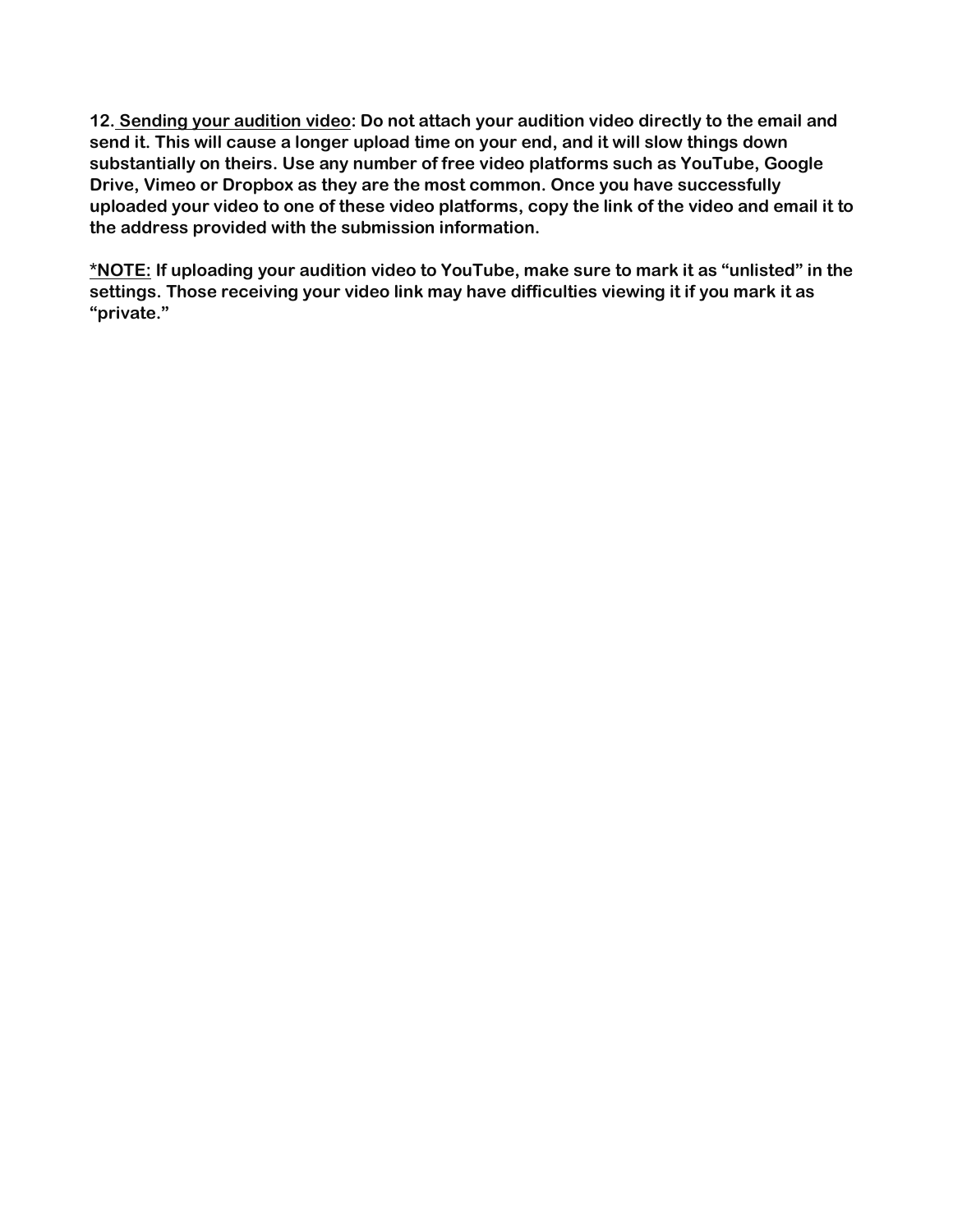**12. <u>Sending your audition video</u>: Do not attach your audition video directly to the email and send it. This will cause a longer upload time on your end, and it will slow things down substantially on theirs. Use any number of free video platforms such as YouTube, Google Drive, Vimeo or Dropbox as they are the most common. Once you have successfully uploaded your video to one of these video platforms, copy the link of the video and email it to the address provided with the submission information.**

**<u>*NOTE:</u> If uploading your audition video to YouTube, make sure to mark it as "unlisted" in the settings. Those receiving your video link may have difficulties viewing it if you mark it as "private."**